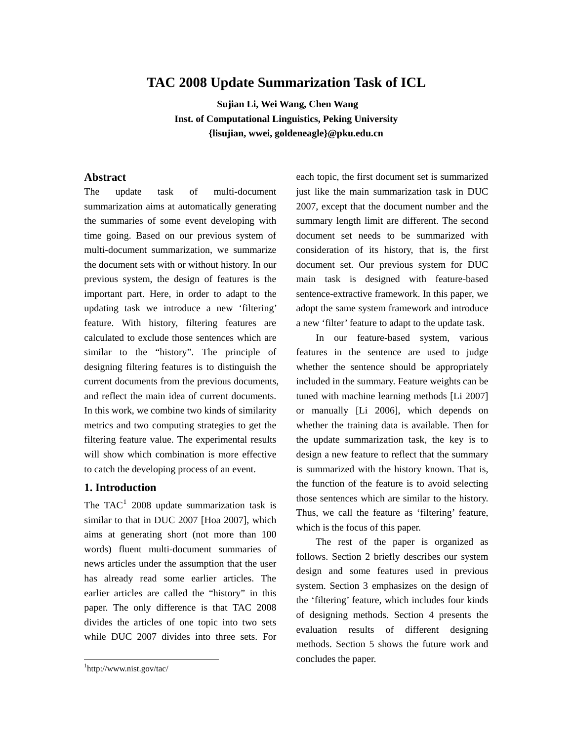# TAC 2008 Update Summarization Task of ICL

**Sujian Li, Wei Wang, Chen Wang**
**Inst. of Computational Linguistics, Peking University**
**{lisujian, wwei, goldeneagle}@pku.edu.cn**

## Abstract

The update task of multi-document summarization aims at automatically generating the summaries of some event developing with time going. Based on our previous system of multi-document summarization, we summarize the document sets with or without history. In our previous system, the design of features is the important part. Here, in order to adapt to the updating task we introduce a new 'filtering' feature. With history, filtering features are calculated to exclude those sentences which are similar to the "history". The principle of designing filtering features is to distinguish the current documents from the previous documents, and reflect the main idea of current documents. In this work, we combine two kinds of similarity metrics and two computing strategies to get the filtering feature value. The experimental results will show which combination is more effective to catch the developing process of an event.

## 1. Introduction

The TAC[1] 2008 update summarization task is similar to that in DUC 2007 [Hoa 2007], which aims at generating short (not more than 100 words) fluent multi-document summaries of news articles under the assumption that the user has already read some earlier articles. The earlier articles are called the "history" in this paper. The only difference is that TAC 2008 divides the articles of one topic into two sets while DUC 2007 divides into three sets. For each topic, the first document set is summarized just like the main summarization task in DUC 2007, except that the document number and the summary length limit are different. The second document set needs to be summarized with consideration of its history, that is, the first document set. Our previous system for DUC main task is designed with feature-based sentence-extractive framework. In this paper, we adopt the same system framework and introduce a new 'filter' feature to adapt to the update task.

In our feature-based system, various features in the sentence are used to judge whether the sentence should be appropriately included in the summary. Feature weights can be tuned with machine learning methods [Li 2007] or manually [Li 2006], which depends on whether the training data is available. Then for the update summarization task, the key is to design a new feature to reflect that the summary is summarized with the history known. That is, the function of the feature is to avoid selecting those sentences which are similar to the history. Thus, we call the feature as 'filtering' feature, which is the focus of this paper.

The rest of the paper is organized as follows. Section 2 briefly describes our system design and some features used in previous system. Section 3 emphasizes on the design of the 'filtering' feature, which includes four kinds of designing methods. Section 4 presents the evaluation results of different designing methods. Section 5 shows the future work and concludes the paper.

[1] http://www.nist.gov/tac/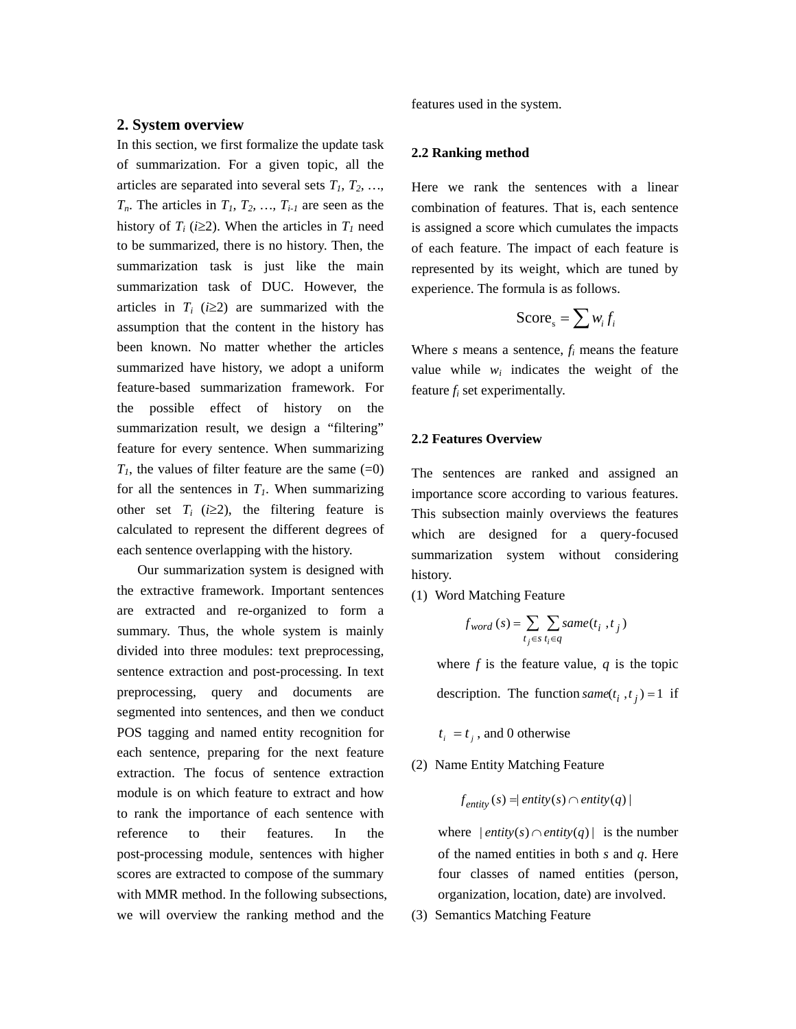## 2. System overview

In this section, we first formalize the update task of summarization. For a given topic, all the articles are separated into several sets $T_1$, $T_2$, …, $T_n$. The articles in $T_1$, $T_2$, …, $T_{i-1}$ are seen as the history of $T_i$ ($i$≥2). When the articles in $T_1$ need to be summarized, there is no history. Then, the summarization task is just like the main summarization task of DUC. However, the articles in $T_i$ ($i$≥2) are summarized with the assumption that the content in the history has been known. No matter whether the articles summarized have history, we adopt a uniform feature-based summarization framework. For the possible effect of history on the summarization result, we design a "filtering" feature for every sentence. When summarizing $T_1$, the values of filter feature are the same (=0) for all the sentences in $T_1$. When summarizing other set $T_i$ ($i$≥2), the filtering feature is calculated to represent the different degrees of each sentence overlapping with the history.

Our summarization system is designed with the extractive framework. Important sentences are extracted and re-organized to form a summary. Thus, the whole system is mainly divided into three modules: text preprocessing, sentence extraction and post-processing. In text preprocessing, query and documents are segmented into sentences, and then we conduct POS tagging and named entity recognition for each sentence, preparing for the next feature extraction. The focus of sentence extraction module is on which feature to extract and how to rank the importance of each sentence with reference to their features. In the post-processing module, sentences with higher scores are extracted to compose of the summary with MMR method. In the following subsections, we will overview the ranking method and the features used in the system.

### 2.2 Ranking method

Here we rank the sentences with a linear combination of features. That is, each sentence is assigned a score which cumulates the impacts of each feature. The impact of each feature is represented by its weight, which are tuned by experience. The formula is as follows.

$$\text{Score}_s = \sum w_i f_i$$

Where $s$ means a sentence, $f_i$ means the feature value while $w_i$ indicates the weight of the feature $f_i$ set experimentally.

### 2.2 Features Overview

The sentences are ranked and assigned an importance score according to various features. This subsection mainly overviews the features which are designed for a query-focused summarization system without considering history.

(1) Word Matching Feature

$$f_{word}(s) = \sum_{t_j \in s} \sum_{t_i \in q} same(t_i, t_j)$$

where $f$ is the feature value, $q$ is the topic description. The function $same(t_i, t_j) = 1$ if $t_i = t_j$, and 0 otherwise

(2) Name Entity Matching Feature

$$f_{entity}(s) = |entity(s) \cap entity(q)|$$

where $|entity(s) \cap entity(q)|$ is the number of the named entities in both $s$ and $q$. Here four classes of named entities (person, organization, location, date) are involved.

(3) Semantics Matching Feature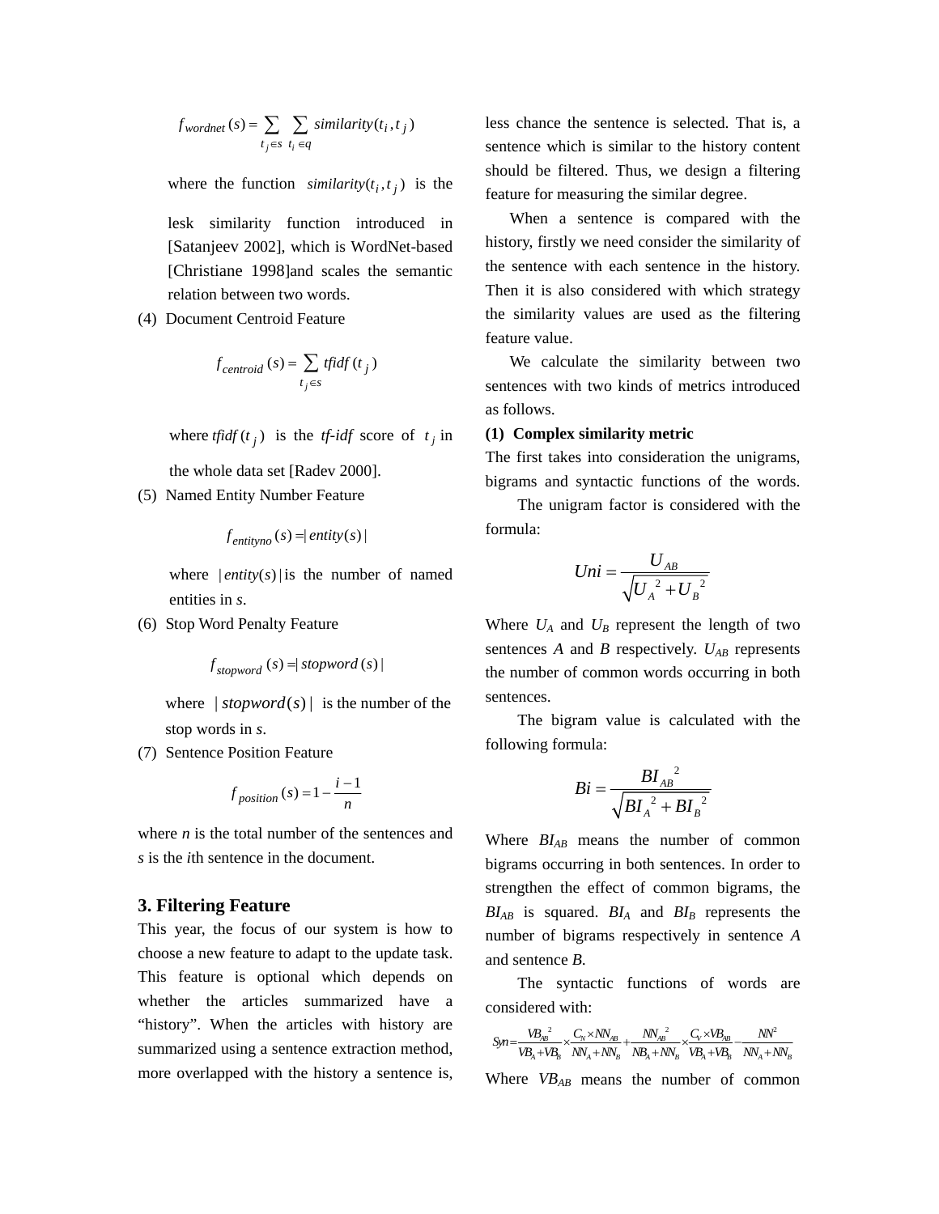$$f_{wordnet}(s) = \sum_{t_j \in s} \sum_{t_i \in q} similarity(t_i, t_j)$$

where the function $similarity(t_i, t_j)$ is the lesk similarity function introduced in [Satanjeev 2002], which is WordNet-based [Christiane 1998]and scales the semantic relation between two words.

(4) Document Centroid Feature

$$f_{centroid}(s) = \sum_{t_j \in s} tfidf(t_j)$$

where $tfidf(t_j)$ is the *tf-idf* score of $t_j$ in the whole data set [Radev 2000].

(5) Named Entity Number Feature

$$f_{entityno}(s) = |entity(s)|$$

where $|entity(s)|$ is the number of named entities in *s*.

(6) Stop Word Penalty Feature

$$f_{stopword}(s) = |stopword(s)|$$

where $|stopword(s)|$ is the number of the stop words in *s*.

(7) Sentence Position Feature

$$f_{position}(s) = 1 - \frac{i-1}{n}$$

where *n* is the total number of the sentences and *s* is the *i*th sentence in the document.

### 3. Filtering Feature

This year, the focus of our system is how to choose a new feature to adapt to the update task. This feature is optional which depends on whether the articles summarized have a "history". When the articles with history are summarized using a sentence extraction method, more overlapped with the history a sentence is, less chance the sentence is selected. That is, a sentence which is similar to the history content should be filtered. Thus, we design a filtering feature for measuring the similar degree.

When a sentence is compared with the history, firstly we need consider the similarity of the sentence with each sentence in the history. Then it is also considered with which strategy the similarity values are used as the filtering feature value.

We calculate the similarity between two sentences with two kinds of metrics introduced as follows.

**(1) Complex similarity metric**

The first takes into consideration the unigrams, bigrams and syntactic functions of the words.

The unigram factor is considered with the formula:

$$Uni = \frac{U_{AB}}{\sqrt{U_A^2 + U_B^2}}$$

Where $U_A$ and $U_B$ represent the length of two sentences *A* and *B* respectively. $U_{AB}$ represents the number of common words occurring in both sentences.

The bigram value is calculated with the following formula:

$$Bi = \frac{BI_{AB}^2}{\sqrt{BI_A^2 + BI_B^2}}$$

Where $BI_{AB}$ means the number of common bigrams occurring in both sentences. In order to strengthen the effect of common bigrams, the $BI_{AB}$ is squared. $BI_A$ and $BI_B$ represents the number of bigrams respectively in sentence *A* and sentence *B*.

The syntactic functions of words are considered with:

$$Syn = \frac{VB_{AB}^2}{VB_A + VB_B} \times \frac{C_N \times NN_{AB}}{NN_A + NN_B} + \frac{NN_{AB}^2}{NB_A + NN_B} \times \frac{C_V \times VB_{AB}}{VB_A + VB_B} - \frac{NN^2}{NN_A + NN_B}$$

Where $VB_{AB}$ means the number of common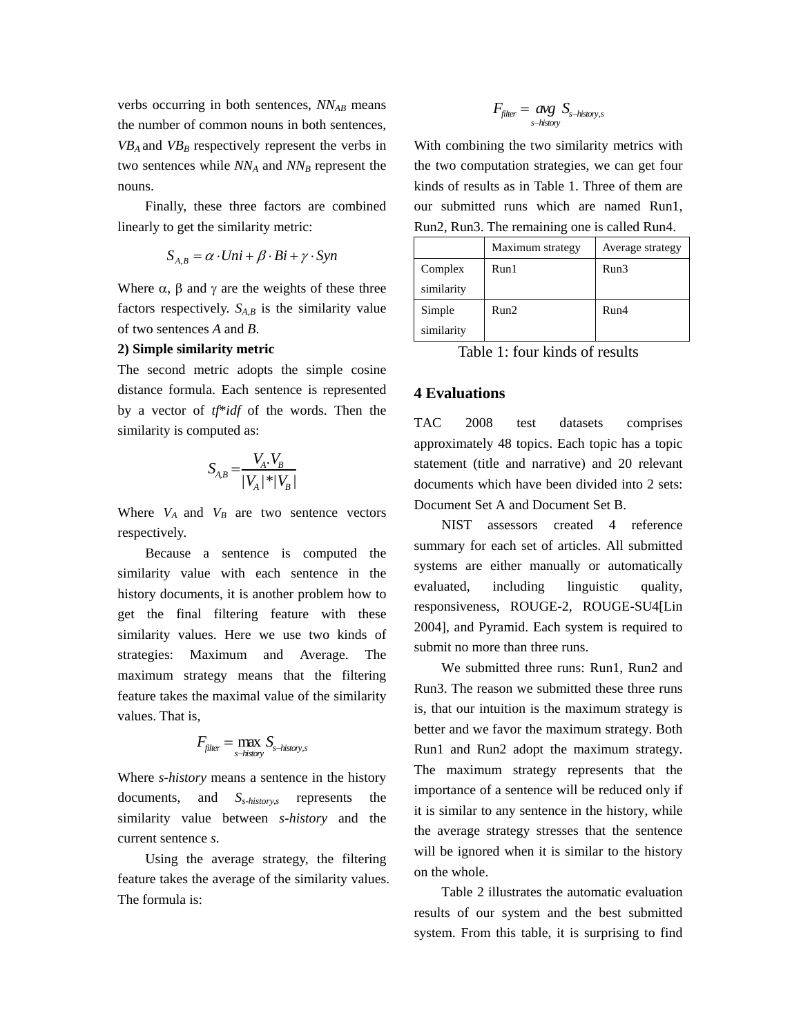verbs occurring in both sentences, $NN_{AB}$ means the number of common nouns in both sentences, $VB_A$ and $VB_B$ respectively represent the verbs in two sentences while $NN_A$ and $NN_B$ represent the nouns.

Finally, these three factors are combined linearly to get the similarity metric:

$$S_{A,B} = \alpha \cdot Uni + \beta \cdot Bi + \gamma \cdot Syn$$

Where α, β and γ are the weights of these three factors respectively. $S_{A,B}$ is the similarity value of two sentences *A* and *B*.

**2) Simple similarity metric**

The second metric adopts the simple cosine distance formula. Each sentence is represented by a vector of *tf*\**idf* of the words. Then the similarity is computed as:

$$S_{A,B} = \frac{V_A \cdot V_B}{|V_A| * |V_B|}$$

Where $V_A$ and $V_B$ are two sentence vectors respectively.

Because a sentence is computed the similarity value with each sentence in the history documents, it is another problem how to get the final filtering feature with these similarity values. Here we use two kinds of strategies: Maximum and Average. The maximum strategy means that the filtering feature takes the maximal value of the similarity values. That is,

$$F_{filter} = \max_{s-history} S_{s-history,s}$$

Where *s-history* means a sentence in the history documents, and $S_{s\text{-}history,s}$ represents the similarity value between *s-history* and the current sentence *s*.

Using the average strategy, the filtering feature takes the average of the similarity values. The formula is:

$$F_{filter} = \underset{s-history}{avg}\ S_{s-history,s}$$

With combining the two similarity metrics with the two computation strategies, we can get four kinds of results as in Table 1. Three of them are our submitted runs which are named Run1, Run2, Run3. The remaining one is called Run4.

| | Maximum strategy | Average strategy |
|---|---|---|
| Complex similarity | Run1 | Run3 |
| Simple similarity | Run2 | Run4 |

Table 1: four kinds of results

## 4 Evaluations

TAC 2008 test datasets comprises approximately 48 topics. Each topic has a topic statement (title and narrative) and 20 relevant documents which have been divided into 2 sets: Document Set A and Document Set B.

NIST assessors created 4 reference summary for each set of articles. All submitted systems are either manually or automatically evaluated, including linguistic quality, responsiveness, ROUGE-2, ROUGE-SU4[Lin 2004], and Pyramid. Each system is required to submit no more than three runs.

We submitted three runs: Run1, Run2 and Run3. The reason we submitted these three runs is, that our intuition is the maximum strategy is better and we favor the maximum strategy. Both Run1 and Run2 adopt the maximum strategy. The maximum strategy represents that the importance of a sentence will be reduced only if it is similar to any sentence in the history, while the average strategy stresses that the sentence will be ignored when it is similar to the history on the whole.

Table 2 illustrates the automatic evaluation results of our system and the best submitted system. From this table, it is surprising to find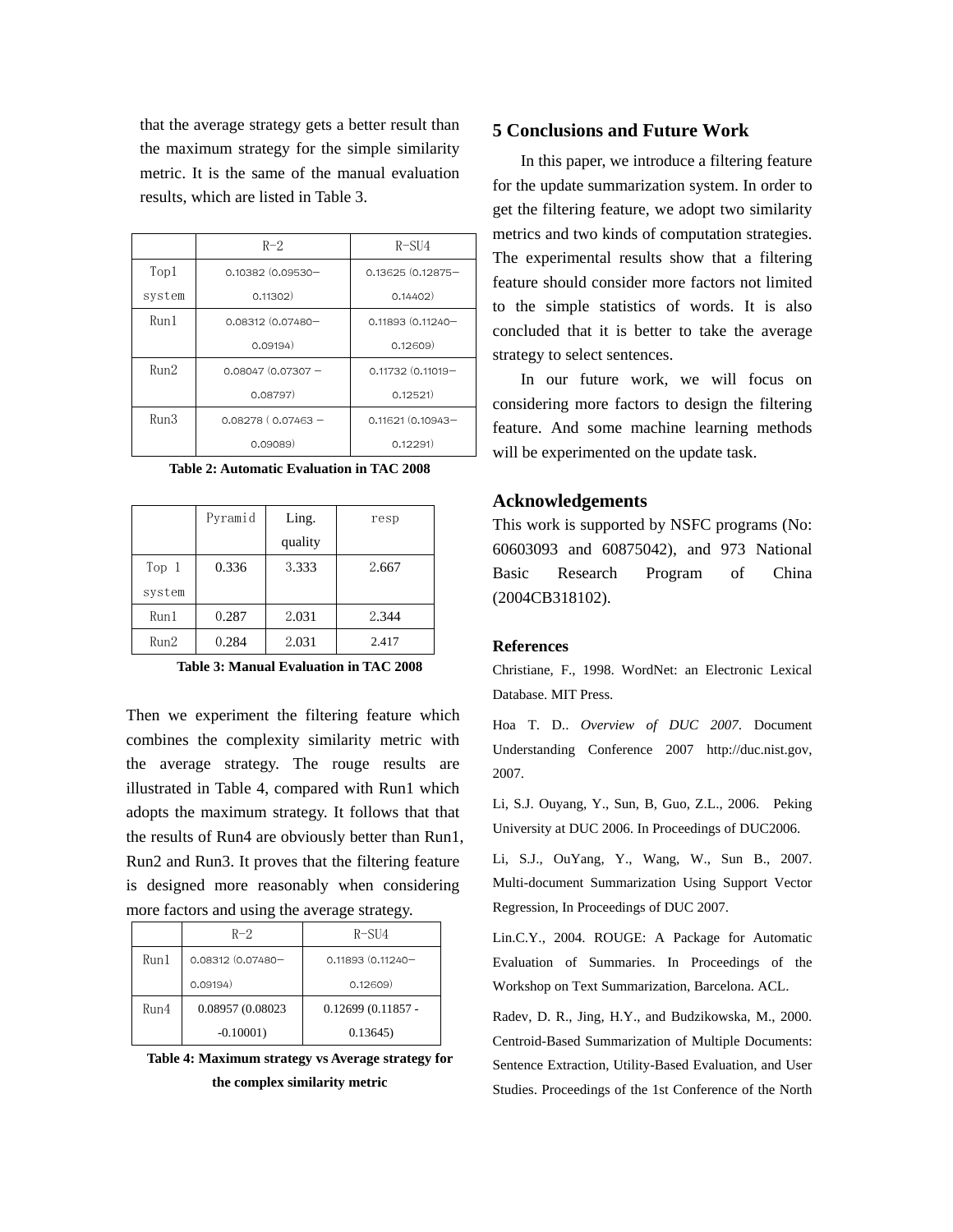that the average strategy gets a better result than the maximum strategy for the simple similarity metric. It is the same of the manual evaluation results, which are listed in Table 3.

| | R-2 | R-SU4 |
|---|---|---|
| Top1 system | 0.10382 (0.09530–0.11302) | 0.13625 (0.12875–0.14402) |
| Run1 | 0.08312 (0.07480–0.09194) | 0.11893 (0.11240–0.12609) |
| Run2 | 0.08047 (0.07307 – 0.08797) | 0.11732 (0.11019–0.12521) |
| Run3 | 0.08278 ( 0.07463 – 0.09089) | 0.11621 (0.10943–0.12291) |

**Table 2: Automatic Evaluation in TAC 2008**

| | Pyramid | Ling. quality | resp |
|---|---|---|---|
| Top 1 system | 0.336 | 3.333 | 2.667 |
| Run1 | 0.287 | 2.031 | 2.344 |
| Run2 | 0.284 | 2.031 | 2.417 |

**Table 3: Manual Evaluation in TAC 2008**

Then we experiment the filtering feature which combines the complexity similarity metric with the average strategy. The rouge results are illustrated in Table 4, compared with Run1 which adopts the maximum strategy. It follows that that the results of Run4 are obviously better than Run1, Run2 and Run3. It proves that the filtering feature is designed more reasonably when considering more factors and using the average strategy.

| | R-2 | R-SU4 |
|---|---|---|
| Run1 | 0.08312 (0.07480–0.09194) | 0.11893 (0.11240–0.12609) |
| Run4 | 0.08957 (0.08023 -0.10001) | 0.12699 (0.11857 - 0.13645) |

**Table 4: Maximum strategy vs Average strategy for the complex similarity metric**

## 5 Conclusions and Future Work

In this paper, we introduce a filtering feature for the update summarization system. In order to get the filtering feature, we adopt two similarity metrics and two kinds of computation strategies. The experimental results show that a filtering feature should consider more factors not limited to the simple statistics of words. It is also concluded that it is better to take the average strategy to select sentences.

In our future work, we will focus on considering more factors to design the filtering feature. And some machine learning methods will be experimented on the update task.

## Acknowledgements

This work is supported by NSFC programs (No: 60603093 and 60875042), and 973 National Basic Research Program of China (2004CB318102).

### References

Christiane, F., 1998. WordNet: an Electronic Lexical Database. MIT Press.

Hoa T. D.. *Overview of DUC 2007*. Document Understanding Conference 2007 http://duc.nist.gov, 2007.

Li, S.J. Ouyang, Y., Sun, B, Guo, Z.L., 2006. Peking University at DUC 2006. In Proceedings of DUC2006.

Li, S.J., OuYang, Y., Wang, W., Sun B., 2007. Multi-document Summarization Using Support Vector Regression, In Proceedings of DUC 2007.

Lin.C.Y., 2004. ROUGE: A Package for Automatic Evaluation of Summaries. In Proceedings of the Workshop on Text Summarization, Barcelona. ACL.

Radev, D. R., Jing, H.Y., and Budzikowska, M., 2000. Centroid-Based Summarization of Multiple Documents: Sentence Extraction, Utility-Based Evaluation, and User Studies. Proceedings of the 1st Conference of the North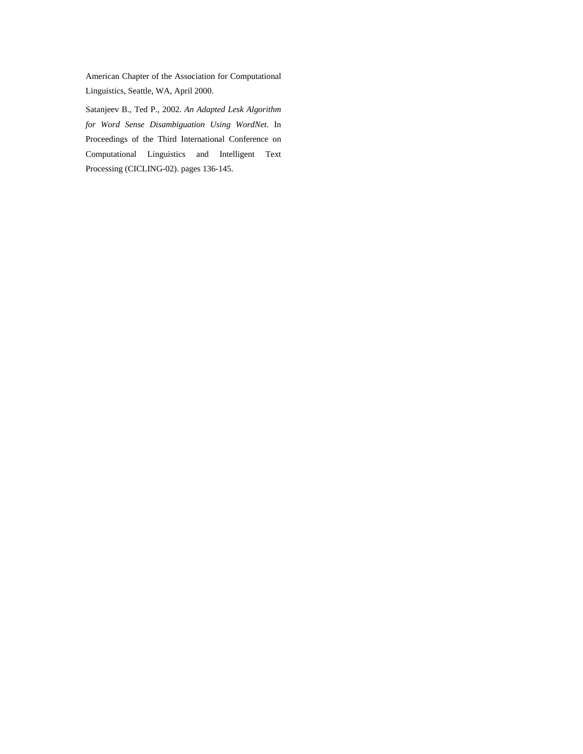American Chapter of the Association for Computational Linguistics, Seattle, WA, April 2000.

Satanjeev B., Ted P., 2002. *An Adapted Lesk Algorithm for Word Sense Disambiguation Using WordNet*. In Proceedings of the Third International Conference on Computational Linguistics and Intelligent Text Processing (CICLING-02). pages 136-145.